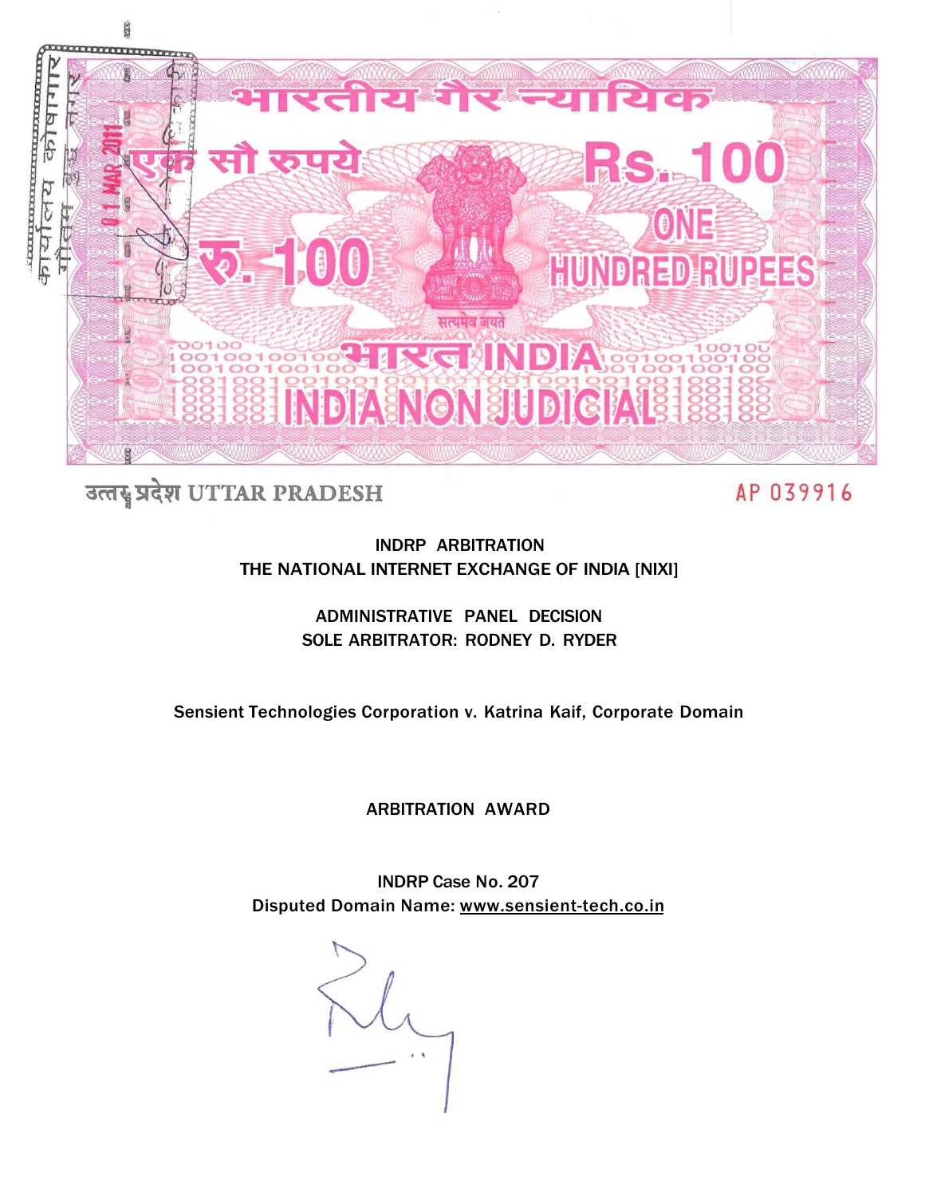भारतीय गैर न्यायिक

एक सौ रुपये

Rs. 100

ONE HUNDRED RUPEES

रु. 100

सत्यमेव जयते

भारत INDIA

INDIA NON JUDICIAL

उत्तर प्रदेश UTTAR PRADESH

AP 039916

INDRP ARBITRATION
THE NATIONAL INTERNET EXCHANGE OF INDIA [NIXI]

ADMINISTRATIVE PANEL DECISION
SOLE ARBITRATOR: RODNEY D. RYDER

Sensient Technologies Corporation v. Katrina Kaif, Corporate Domain

ARBITRATION AWARD

INDRP Case No. 207
Disputed Domain Name: www.sensient-tech.co.in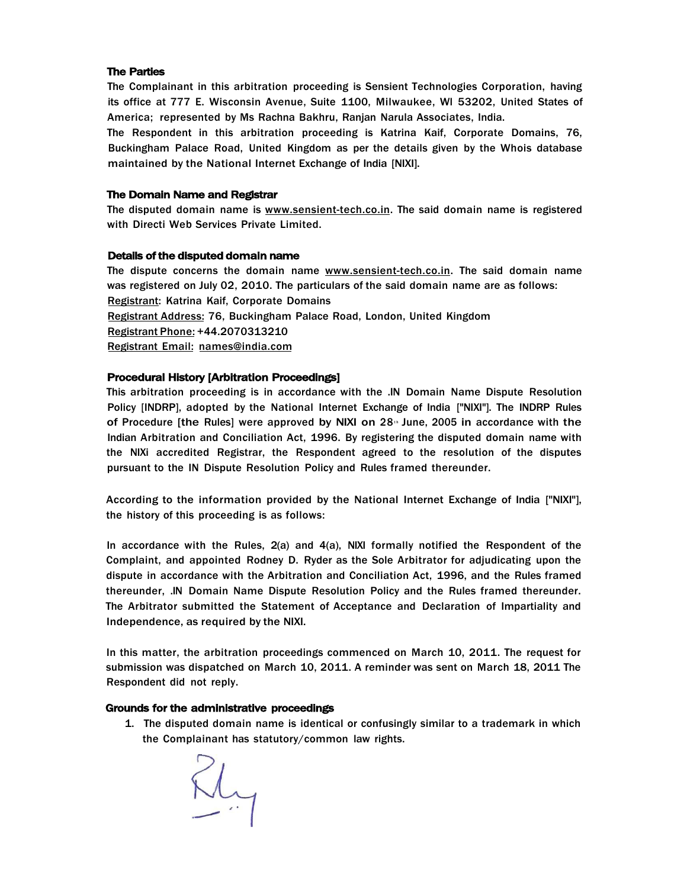### The Parties

The Complainant in this arbitration proceeding is Sensient Technologies Corporation, having its office at 777 E. Wisconsin Avenue, Suite 1100, Milwaukee, WI 53202, United States of America; represented by Ms Rachna Bakhru, Ranjan Narula Associates, India.

The Respondent in this arbitration proceeding is Katrina Kaif, Corporate Domains, 76, Buckingham Palace Road, United Kingdom as per the details given by the Whois database maintained by the National Internet Exchange of India [NIXI].

### The Domain Name and Registrar

The disputed domain name is www.sensient-tech.co.in. The said domain name is registered with Directi Web Services Private Limited.

### Details of the disputed domain name

The dispute concerns the domain name www.sensient-tech.co.in. The said domain name was registered on July 02, 2010. The particulars of the said domain name are as follows:

Registrant: Katrina Kaif, Corporate Domains
Registrant Address: 76, Buckingham Palace Road, London, United Kingdom
Registrant Phone: +44.2070313210
Registrant Email: names@india.com

### Procedural History [Arbitration Proceedings]

This arbitration proceeding is in accordance with the .IN Domain Name Dispute Resolution Policy [INDRP], adopted by the National Internet Exchange of India ["NIXI"]. The INDRP Rules of Procedure [the Rules] were approved by NIXI on 28th June, 2005 in accordance with the Indian Arbitration and Conciliation Act, 1996. By registering the disputed domain name with the NIXi accredited Registrar, the Respondent agreed to the resolution of the disputes pursuant to the IN Dispute Resolution Policy and Rules framed thereunder.

According to the information provided by the National Internet Exchange of India ["NIXI"], the history of this proceeding is as follows:

In accordance with the Rules, 2(a) and 4(a), NIXI formally notified the Respondent of the Complaint, and appointed Rodney D. Ryder as the Sole Arbitrator for adjudicating upon the dispute in accordance with the Arbitration and Conciliation Act, 1996, and the Rules framed thereunder, .IN Domain Name Dispute Resolution Policy and the Rules framed thereunder. The Arbitrator submitted the Statement of Acceptance and Declaration of Impartiality and Independence, as required by the NIXI.

In this matter, the arbitration proceedings commenced on March 10, 2011. The request for submission was dispatched on March 10, 2011. A reminder was sent on March 18, 2011 The Respondent did not reply.

### Grounds for the administrative proceedings

1. The disputed domain name is identical or confusingly similar to a trademark in which the Complainant has statutory/common law rights.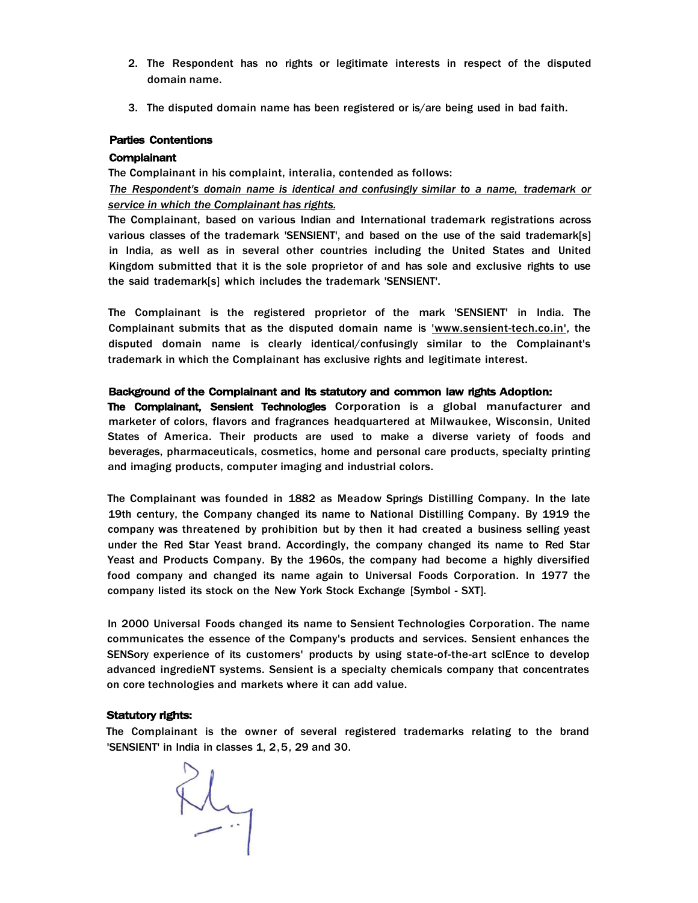2. The Respondent has no rights or legitimate interests in respect of the disputed domain name.

3. The disputed domain name has been registered or is/are being used in bad faith.

**Parties Contentions**

**Complainant**

The Complainant in his complaint, interalia, contended as follows:

*The Respondent's domain name is identical and confusingly similar to a name, trademark or service in which the Complainant has rights.*

The Complainant, based on various Indian and International trademark registrations across various classes of the trademark 'SENSIENT', and based on the use of the said trademark[s] in India, as well as in several other countries including the United States and United Kingdom submitted that it is the sole proprietor of and has sole and exclusive rights to use the said trademark[s] which includes the trademark 'SENSIENT'.

The Complainant is the registered proprietor of the mark 'SENSIENT' in India. The Complainant submits that as the disputed domain name is 'www.sensient-tech.co.in', the disputed domain name is clearly identical/confusingly similar to the Complainant's trademark in which the Complainant has exclusive rights and legitimate interest.

**Background of the Complainant and its statutory and common law rights Adoption:**

**The Complainant, Sensient Technologies** Corporation is a global manufacturer and marketer of colors, flavors and fragrances headquartered at Milwaukee, Wisconsin, United States of America. Their products are used to make a diverse variety of foods and beverages, pharmaceuticals, cosmetics, home and personal care products, specialty printing and imaging products, computer imaging and industrial colors.

The Complainant was founded in 1882 as Meadow Springs Distilling Company. In the late 19th century, the Company changed its name to National Distilling Company. By 1919 the company was threatened by prohibition but by then it had created a business selling yeast under the Red Star Yeast brand. Accordingly, the company changed its name to Red Star Yeast and Products Company. By the 1960s, the company had become a highly diversified food company and changed its name again to Universal Foods Corporation. In 1977 the company listed its stock on the New York Stock Exchange [Symbol - SXT].

In 2000 Universal Foods changed its name to Sensient Technologies Corporation. The name communicates the essence of the Company's products and services. Sensient enhances the SENSory experience of its customers' products by using state-of-the-art sclEnce to develop advanced ingredieNT systems. Sensient is a specialty chemicals company that concentrates on core technologies and markets where it can add value.

**Statutory rights:**

The Complainant is the owner of several registered trademarks relating to the brand 'SENSIENT' in India in classes 1, 2,5, 29 and 30.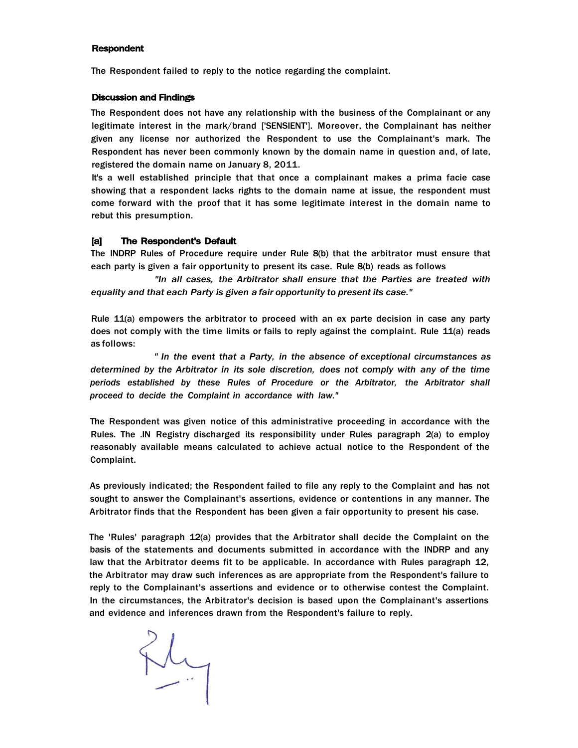**Respondent**

The Respondent failed to reply to the notice regarding the complaint.

**Discussion and Findings**

The Respondent does not have any relationship with the business of the Complainant or any legitimate interest in the mark/brand ['SENSIENT']. Moreover, the Complainant has neither given any license nor authorized the Respondent to use the Complainant's mark. The Respondent has never been commonly known by the domain name in question and, of late, registered the domain name on January 8, 2011.

It's a well established principle that that once a complainant makes a prima facie case showing that a respondent lacks rights to the domain name at issue, the respondent must come forward with the proof that it has some legitimate interest in the domain name to rebut this presumption.

**[a] The Respondent's Default**

The INDRP Rules of Procedure require under Rule 8(b) that the arbitrator must ensure that each party is given a fair opportunity to present its case. Rule 8(b) reads as follows

*"In all cases, the Arbitrator shall ensure that the Parties are treated with equality and that each Party is given a fair opportunity to present its case."*

Rule 11(a) empowers the arbitrator to proceed with an ex parte decision in case any party does not comply with the time limits or fails to reply against the complaint. Rule 11(a) reads as follows:

*" In the event that a Party, in the absence of exceptional circumstances as determined by the Arbitrator in its sole discretion, does not comply with any of the time periods established by these Rules of Procedure or the Arbitrator, the Arbitrator shall proceed to decide the Complaint in accordance with law."*

The Respondent was given notice of this administrative proceeding in accordance with the Rules. The .IN Registry discharged its responsibility under Rules paragraph 2(a) to employ reasonably available means calculated to achieve actual notice to the Respondent of the Complaint.

As previously indicated; the Respondent failed to file any reply to the Complaint and has not sought to answer the Complainant's assertions, evidence or contentions in any manner. The Arbitrator finds that the Respondent has been given a fair opportunity to present his case.

The 'Rules' paragraph 12(a) provides that the Arbitrator shall decide the Complaint on the basis of the statements and documents submitted in accordance with the INDRP and any law that the Arbitrator deems fit to be applicable. In accordance with Rules paragraph 12, the Arbitrator may draw such inferences as are appropriate from the Respondent's failure to reply to the Complainant's assertions and evidence or to otherwise contest the Complaint. In the circumstances, the Arbitrator's decision is based upon the Complainant's assertions and evidence and inferences drawn from the Respondent's failure to reply.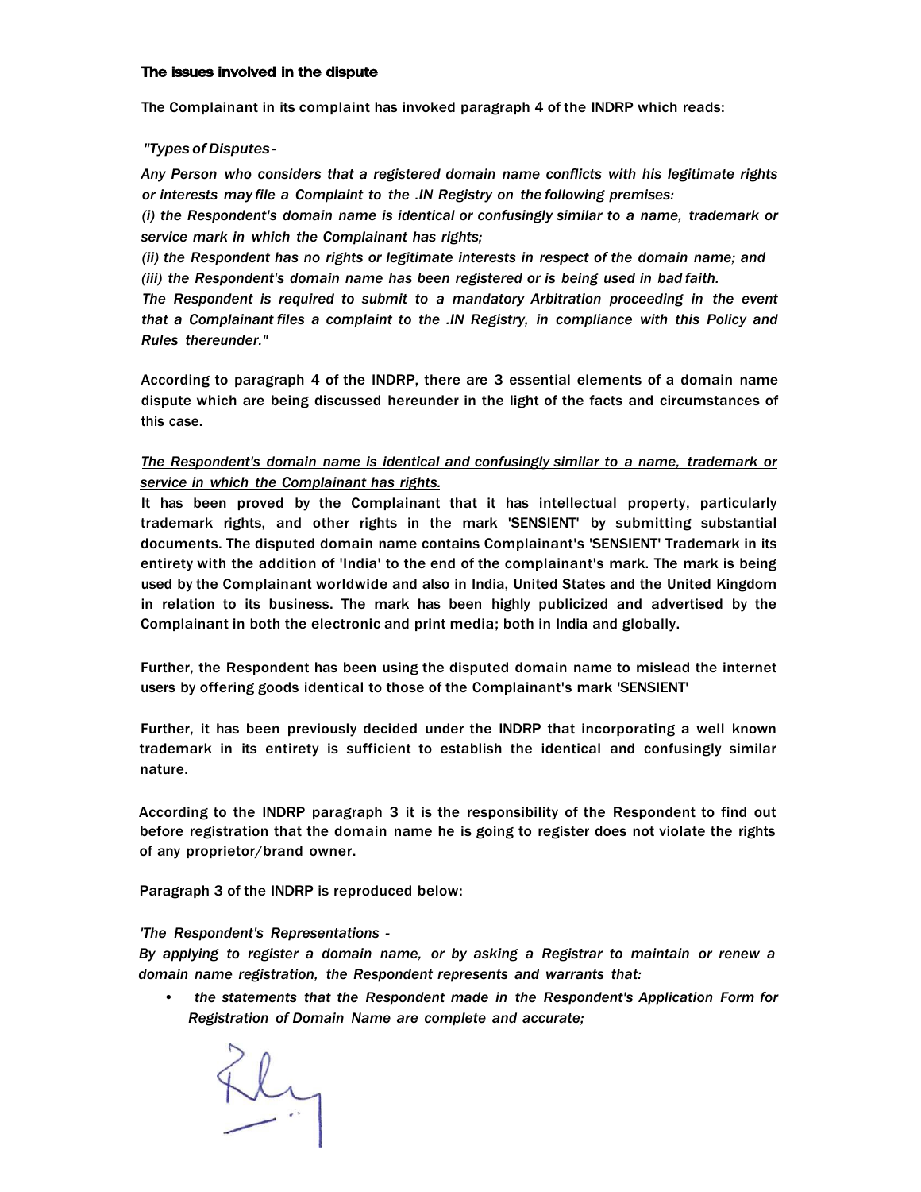**The issues involved in the dispute**

The Complainant in its complaint has invoked paragraph 4 of the INDRP which reads:

*"Types of Disputes -*

*Any Person who considers that a registered domain name conflicts with his legitimate rights or interests may file a Complaint to the .IN Registry on the following premises:*

*(i) the Respondent's domain name is identical or confusingly similar to a name, trademark or service mark in which the Complainant has rights;*

*(ii) the Respondent has no rights or legitimate interests in respect of the domain name; and*

*(iii) the Respondent's domain name has been registered or is being used in bad faith.*

*The Respondent is required to submit to a mandatory Arbitration proceeding in the event that a Complainant files a complaint to the .IN Registry, in compliance with this Policy and Rules thereunder."*

According to paragraph 4 of the INDRP, there are 3 essential elements of a domain name dispute which are being discussed hereunder in the light of the facts and circumstances of this case.

*The Respondent's domain name is identical and confusingly similar to a name, trademark or service in which the Complainant has rights.*

It has been proved by the Complainant that it has intellectual property, particularly trademark rights, and other rights in the mark 'SENSIENT' by submitting substantial documents. The disputed domain name contains Complainant's 'SENSIENT' Trademark in its entirety with the addition of 'India' to the end of the complainant's mark. The mark is being used by the Complainant worldwide and also in India, United States and the United Kingdom in relation to its business. The mark has been highly publicized and advertised by the Complainant in both the electronic and print media; both in India and globally.

Further, the Respondent has been using the disputed domain name to mislead the internet users by offering goods identical to those of the Complainant's mark 'SENSIENT'

Further, it has been previously decided under the INDRP that incorporating a well known trademark in its entirety is sufficient to establish the identical and confusingly similar nature.

According to the INDRP paragraph 3 it is the responsibility of the Respondent to find out before registration that the domain name he is going to register does not violate the rights of any proprietor/brand owner.

Paragraph 3 of the INDRP is reproduced below:

*'The Respondent's Representations -*

*By applying to register a domain name, or by asking a Registrar to maintain or renew a domain name registration, the Respondent represents and warrants that:*

- *the statements that the Respondent made in the Respondent's Application Form for Registration of Domain Name are complete and accurate;*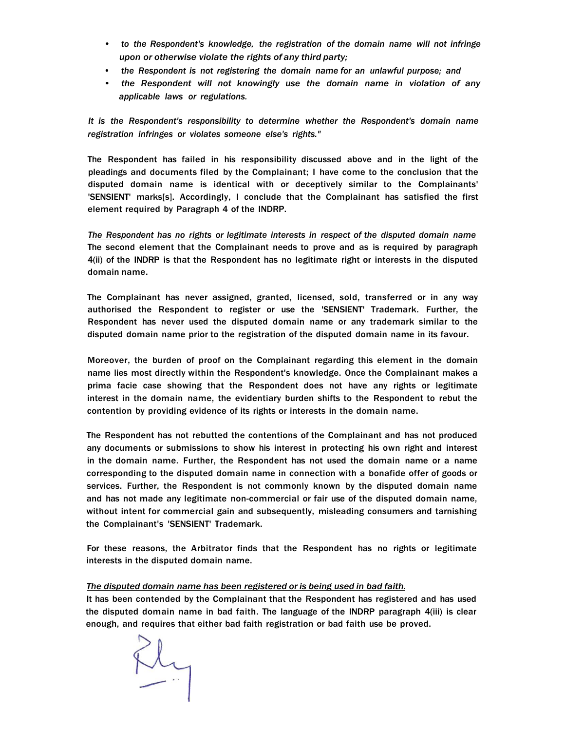- *to the Respondent's knowledge, the registration of the domain name will not infringe upon or otherwise violate the rights of any third party;*
- *the Respondent is not registering the domain name for an unlawful purpose; and*
- *the Respondent will not knowingly use the domain name in violation of any applicable laws or regulations.*

*It is the Respondent's responsibility to determine whether the Respondent's domain name registration infringes or violates someone else's rights."*

The Respondent has failed in his responsibility discussed above and in the light of the pleadings and documents filed by the Complainant; I have come to the conclusion that the disputed domain name is identical with or deceptively similar to the Complainants' 'SENSIENT' marks[s]. Accordingly, I conclude that the Complainant has satisfied the first element required by Paragraph 4 of the INDRP.

*The Respondent has no rights or legitimate interests in respect of the disputed domain name*

The second element that the Complainant needs to prove and as is required by paragraph 4(ii) of the INDRP is that the Respondent has no legitimate right or interests in the disputed domain name.

The Complainant has never assigned, granted, licensed, sold, transferred or in any way authorised the Respondent to register or use the 'SENSIENT' Trademark. Further, the Respondent has never used the disputed domain name or any trademark similar to the disputed domain name prior to the registration of the disputed domain name in its favour.

Moreover, the burden of proof on the Complainant regarding this element in the domain name lies most directly within the Respondent's knowledge. Once the Complainant makes a prima facie case showing that the Respondent does not have any rights or legitimate interest in the domain name, the evidentiary burden shifts to the Respondent to rebut the contention by providing evidence of its rights or interests in the domain name.

The Respondent has not rebutted the contentions of the Complainant and has not produced any documents or submissions to show his interest in protecting his own right and interest in the domain name. Further, the Respondent has not used the domain name or a name corresponding to the disputed domain name in connection with a bonafide offer of goods or services. Further, the Respondent is not commonly known by the disputed domain name and has not made any legitimate non-commercial or fair use of the disputed domain name, without intent for commercial gain and subsequently, misleading consumers and tarnishing the Complainant's 'SENSIENT' Trademark.

For these reasons, the Arbitrator finds that the Respondent has no rights or legitimate interests in the disputed domain name.

*The disputed domain name has been registered or is being used in bad faith.*

It has been contended by the Complainant that the Respondent has registered and has used the disputed domain name in bad faith. The language of the INDRP paragraph 4(iii) is clear enough, and requires that either bad faith registration or bad faith use be proved.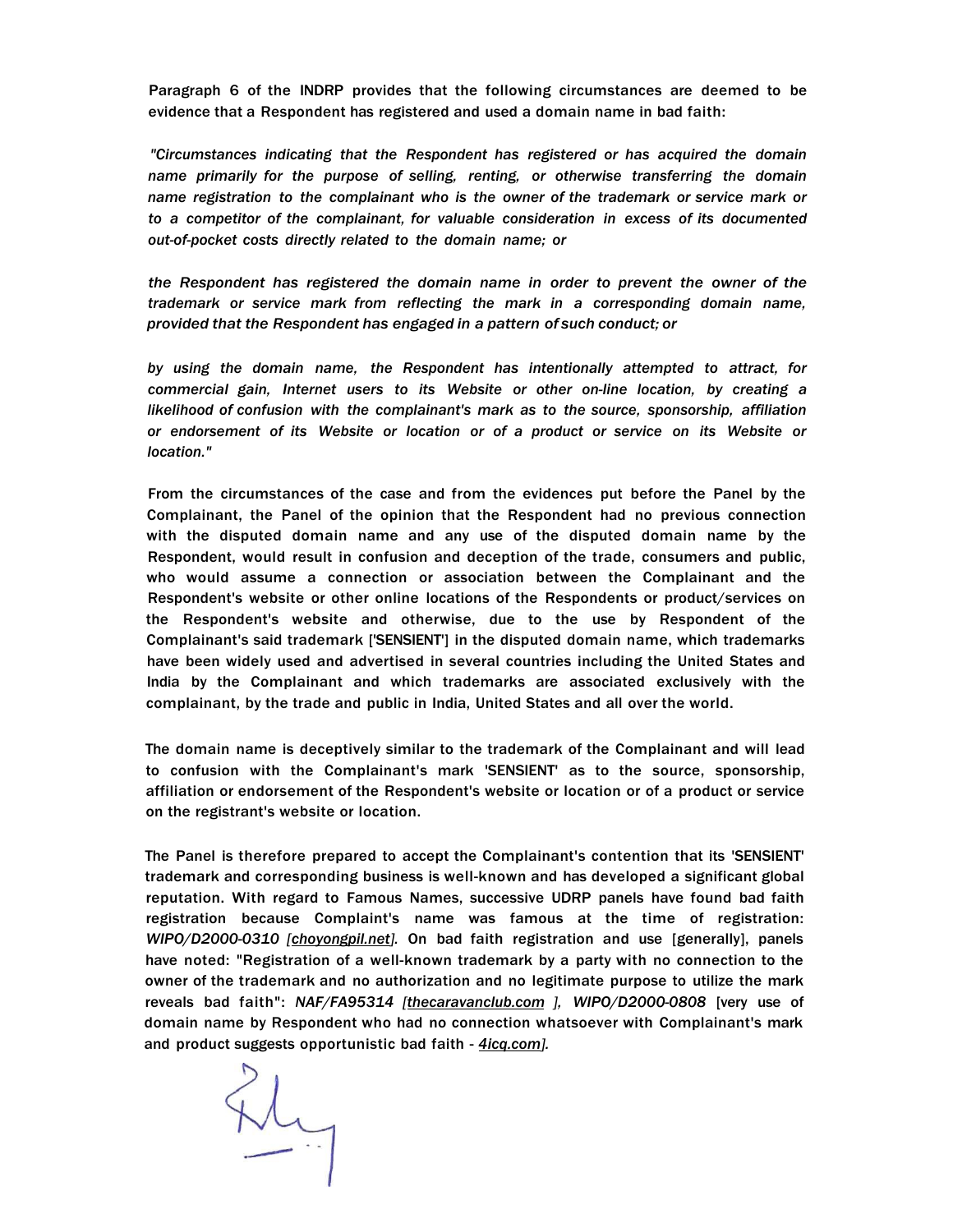Paragraph 6 of the INDRP provides that the following circumstances are deemed to be evidence that a Respondent has registered and used a domain name in bad faith:

*"Circumstances indicating that the Respondent has registered or has acquired the domain name primarily for the purpose of selling, renting, or otherwise transferring the domain name registration to the complainant who is the owner of the trademark or service mark or to a competitor of the complainant, for valuable consideration in excess of its documented out-of-pocket costs directly related to the domain name; or*

*the Respondent has registered the domain name in order to prevent the owner of the trademark or service mark from reflecting the mark in a corresponding domain name, provided that the Respondent has engaged in a pattern of such conduct; or*

*by using the domain name, the Respondent has intentionally attempted to attract, for commercial gain, Internet users to its Website or other on-line location, by creating a likelihood of confusion with the complainant's mark as to the source, sponsorship, affiliation or endorsement of its Website or location or of a product or service on its Website or location."*

From the circumstances of the case and from the evidences put before the Panel by the Complainant, the Panel of the opinion that the Respondent had no previous connection with the disputed domain name and any use of the disputed domain name by the Respondent, would result in confusion and deception of the trade, consumers and public, who would assume a connection or association between the Complainant and the Respondent's website or other online locations of the Respondents or product/services on the Respondent's website and otherwise, due to the use by Respondent of the Complainant's said trademark ['SENSIENT'] in the disputed domain name, which trademarks have been widely used and advertised in several countries including the United States and India by the Complainant and which trademarks are associated exclusively with the complainant, by the trade and public in India, United States and all over the world.

The domain name is deceptively similar to the trademark of the Complainant and will lead to confusion with the Complainant's mark 'SENSIENT' as to the source, sponsorship, affiliation or endorsement of the Respondent's website or location or of a product or service on the registrant's website or location.

The Panel is therefore prepared to accept the Complainant's contention that its 'SENSIENT' trademark and corresponding business is well-known and has developed a significant global reputation. With regard to Famous Names, successive UDRP panels have found bad faith registration because Complaint's name was famous at the time of registration: *WIPO/D2000-0310 [choyongpil.net]*. On bad faith registration and use [generally], panels have noted: "Registration of a well-known trademark by a party with no connection to the owner of the trademark and no authorization and no legitimate purpose to utilize the mark reveals bad faith": *NAF/FA95314 [thecaravanclub.com ], WIPO/D2000-0808* [very use of domain name by Respondent who had no connection whatsoever with Complainant's mark and product suggests opportunistic bad faith - *4icq.com]*.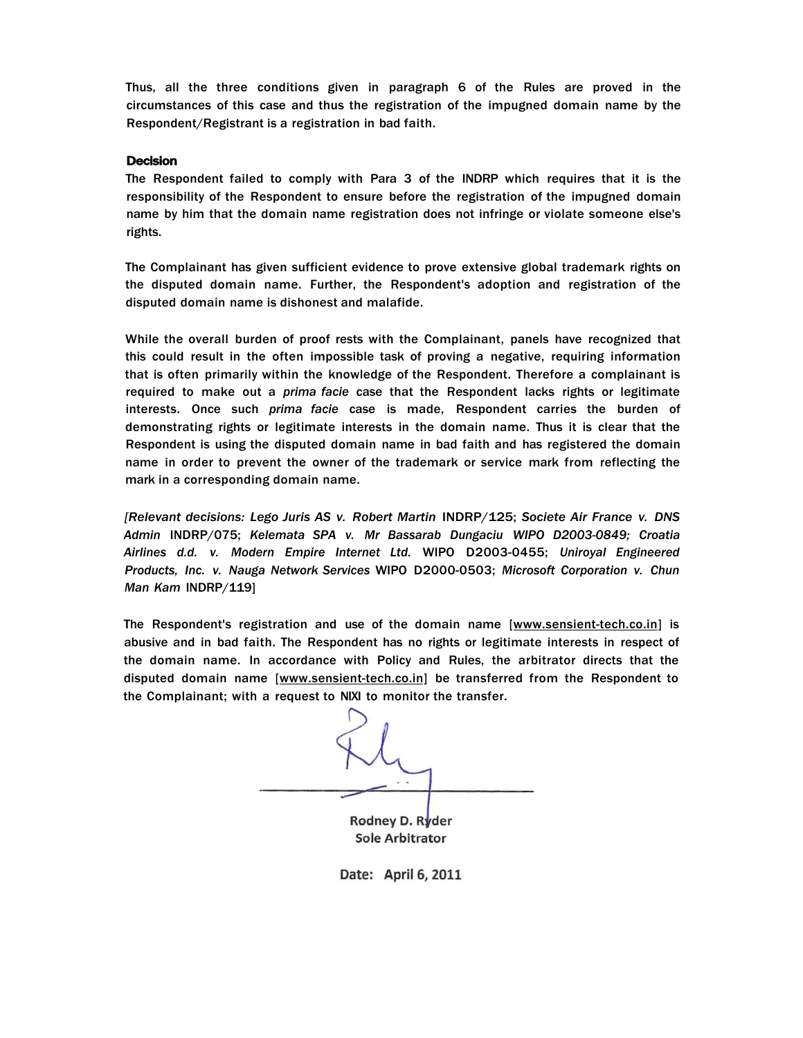Thus, all the three conditions given in paragraph 6 of the Rules are proved in the circumstances of this case and thus the registration of the impugned domain name by the Respondent/Registrant is a registration in bad faith.

**Decision**

The Respondent failed to comply with Para 3 of the INDRP which requires that it is the responsibility of the Respondent to ensure before the registration of the impugned domain name by him that the domain name registration does not infringe or violate someone else's rights.

The Complainant has given sufficient evidence to prove extensive global trademark rights on the disputed domain name. Further, the Respondent's adoption and registration of the disputed domain name is dishonest and malafide.

While the overall burden of proof rests with the Complainant, panels have recognized that this could result in the often impossible task of proving a negative, requiring information that is often primarily within the knowledge of the Respondent. Therefore a complainant is required to make out a *prima facie* case that the Respondent lacks rights or legitimate interests. Once such *prima facie* case is made, Respondent carries the burden of demonstrating rights or legitimate interests in the domain name. Thus it is clear that the Respondent is using the disputed domain name in bad faith and has registered the domain name in order to prevent the owner of the trademark or service mark from reflecting the mark in a corresponding domain name.

*[Relevant decisions: Lego Juris AS v. Robert Martin* INDRP/125; *Societe Air France v. DNS Admin* INDRP/075; *Kelemata SPA v. Mr Bassarab Dungaciu WIPO D2003-0849; Croatia Airlines d.d. v. Modern Empire Internet Ltd.* WIPO D2003-0455; *Uniroyal Engineered Products, Inc. v. Nauga Network Services* WIPO D2000-0503; *Microsoft Corporation v. Chun Man Kam* INDRP/119]

The Respondent's registration and use of the domain name [www.sensient-tech.co.in] is abusive and in bad faith. The Respondent has no rights or legitimate interests in respect of the domain name. In accordance with Policy and Rules, the arbitrator directs that the disputed domain name [www.sensient-tech.co.in] be transferred from the Respondent to the Complainant; with a request to NIXI to monitor the transfer.

Rodney D. Ryder
Sole Arbitrator

Date: April 6, 2011